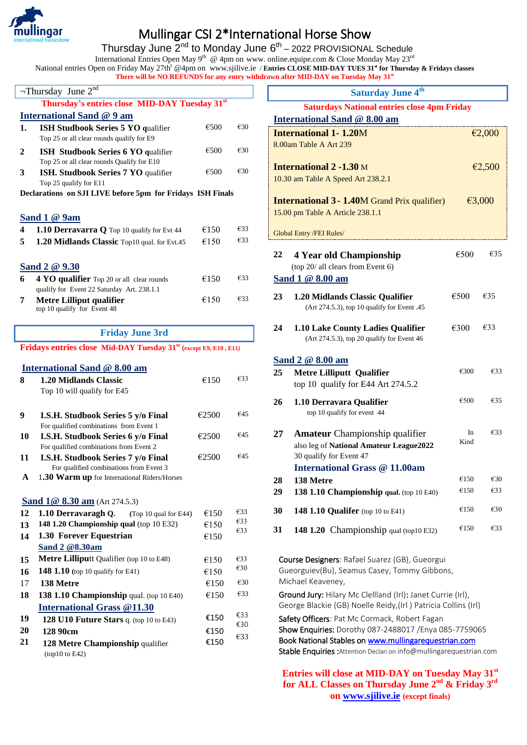# Mullingar CSI 2*International Horse Show

Thursday June 2nd to Monday June 6th – 2022 PROVISIONAL Schedule

International Entries Open May 9th @ 4pm on www. online.equipe.com & Close Monday May 23rd

National entries Open on Friday May 27th @4pm on www.sjilive.ie / **Entries CLOSE MID-DAY TUES 31st for Thursday & Fridays classes**

**There will be NO REFUNDS for any entry withdrawn after MID-DAY on Tuesday May 31st**

## ¬Thursday June 2nd

**Thursday's entries close MID-DAY Tuesday 31st**

**International Sand @ 9 am**

| No. | Class | Prize | Entry |
|---|---|---|---|
| 1. | **ISH Studbook Series 5 YO q**ualifier<br>Top 25 or all clear rounds qualify for E9 | €500 | €30 |
| 2 | **ISH Studbook Series 6 YO q**ualifier<br>Top 25 or all clear rounds Qualify for E10 | €500 | €30 |
| 3 | **ISH. Studbook Series 7 YO** qualifier<br>Top 25 qualify for E11 | €500 | €30 |

**Declarations on SJI LIVE before 5pm for Fridays ISH Finals**

**Sand 1 @ 9am**

| No. | Class | Prize | Entry |
|---|---|---|---|
| 4 | **1.10 Derravarra Q** Top 10 qualify for Evt 44 | €150 | €33 |
| 5 | **1.20 Midlands Classic** Top10 qual. for Evt.45 | €150 | €33 |

**Sand 2 @ 9.30**

| No. | Class | Prize | Entry |
|---|---|---|---|
| 6 | **4 YO qualifier** Top 20 or all clear rounds qualify for Event 22 Saturday Art. 238.1.1 | €150 | €33 |
| 7 | **Metre Lilliput qualifier**<br>top 10 qualify for Event 48 | €150 | €33 |

## Friday June 3rd

**Fridays entries close Mid-DAY Tuesday 31st (except E9, E10 , E11)**

**International Sand @ 8.00 am**

| No. | Class | Prize | Entry |
|---|---|---|---|
| 8 | **1.20 Midlands Classic**<br>Top 10 will qualify for E45 | €150 | €33 |
| 9 | **I.S.H. Studbook Series 5 y/o Final**<br>For qualified combinations from Event 1 | €2500 | €45 |
| 10 | **I.S.H. Studbook Series 6 y/o Final**<br>For qualified combinations from Event 2 | €2500 | €45 |
| 11 | **I.S.H. Studbook Series 7 y/o Final**<br>For qualified combinations from Event 3 | €2500 | €45 |
| A | 1.**30 Warm up** for International Riders/Horses | | |

**Sand 1@ 8.30 am** (Art 274.5.3)

| No. | Class | Prize | Entry |
|---|---|---|---|
| 12 | **1.10 Derravaragh Q.** (Top 10 qual for E44) | €150 | €33 |
| 13 | **148 1.20 Championship qual** (top 10 E32) | €150 | €33 |
| 14 | **1.30 Forever Equestrian** | €150 | €33 |

**Sand 2 @8.30am**

| No. | Class | Prize | Entry |
|---|---|---|---|
| 15 | **Metre Lilliput** Qualifier (top 10 to E48) | €150 | €33 |
| 16 | **148 1.10** (top 10 qualify for E41) | €150 | €30 |
| 17 | **138 Metre** | €150 | €30 |
| 18 | **138 1.10 Championship** qual. (top 10 E40) | €150 | €33 |

**International Grass @11.30**

| No. | Class | Prize | Entry |
|---|---|---|---|
| 19 | **128 U10 Future Stars** q. (top 10 to E43) | €150 | €33 |
| 20 | **128 90cm** | €150 | €30 |
| 21 | **128 Metre Championship** qualifier<br>(top10 to E42) | €150 | €33 |

## Saturday June 4th

**Saturdays National entries close 4pm Friday**

**International Sand @ 8.00 am**

| Class | Prize |
|---|---|
| **International 1- 1.20**M<br>8.00am Table A Art 239 | €2,000 |
| **International 2 -1.30** M<br>10.30 am Table A Speed Art 238.2.1 | €2,500 |
| **International 3 - 1.40**M Grand Prix qualifier)<br>15.00 pm Table A Article 238.1.1 | €3,000 |

Global Entry /FEI Rules/

| No. | Class | Prize | Entry |
|---|---|---|---|
| 22 | **4 Year old Championship**<br>(top 20/ all clears from Event 6) | €500 | €35 |

**Sand 1 @ 8.00 am**

| No. | Class | Prize | Entry |
|---|---|---|---|
| 23 | **1.20 Midlands Classic Qualifier**<br>(Art 274.5.3), top 10 qualify for Event .45 | €500 | €35 |
| 24 | **1.10 Lake County Ladies Qualifier**<br>(Art 274.5.3), top 20 qualify for Event 46 | €300 | €33 |

**Sand 2 @ 8.00 am**

| No. | Class | Prize | Entry |
|---|---|---|---|
| 25 | **Metre Lilliputt Qualifier**<br>top 10 qualify for E44 Art 274.5.2 | €300 | €33 |
| 26 | **1.10 Derravara Qualifier**<br>top 10 qualify for event 44 | €500 | €35 |
| 27 | **Amateur** Championship qualifier<br>also leg of **National Amateur League2022**<br>30 qualify for Event 47 | In Kind | €33 |

**International Grass @ 11.00am**

| No. | Class | Prize | Entry |
|---|---|---|---|
| 28 | **138 Metre** | €150 | €30 |
| 29 | **138 1.10 Championship qual.** (top 10 E40) | €150 | €33 |
| 30 | **148 1.10 Qualifer** (top 10 to E41) | €150 | €30 |
| 31 | **148 1.20** Championship qual (top10 E32) | €150 | €33 |

Course Designers: Rafael Suarez (GB), Gueorgui Gueorguiev(Bu), Seamus Casey, Tommy Gibbons, Michael Keaveney,

Ground Jury: Hilary Mc Clellland (Irl): Janet Currie (Irl), George Blackie (GB) Noelle Reidy,(Irl ) Patricia Collins (Irl)

Safety Officers: Pat Mc Cormack, Robert Fagan

Show Enquiries: Dorothy 087-2488017 /Enya 085-7759065

Book National Stables on www.mullingarequestrian.com

Stable Enquiries :Attention Declan on info@mullingarequestrian.com

**Entries will close at MID-DAY on Tuesday May 31st for ALL Classes on Thursday June 2nd & Friday 3rd on www.sjilive.ie (except finals)**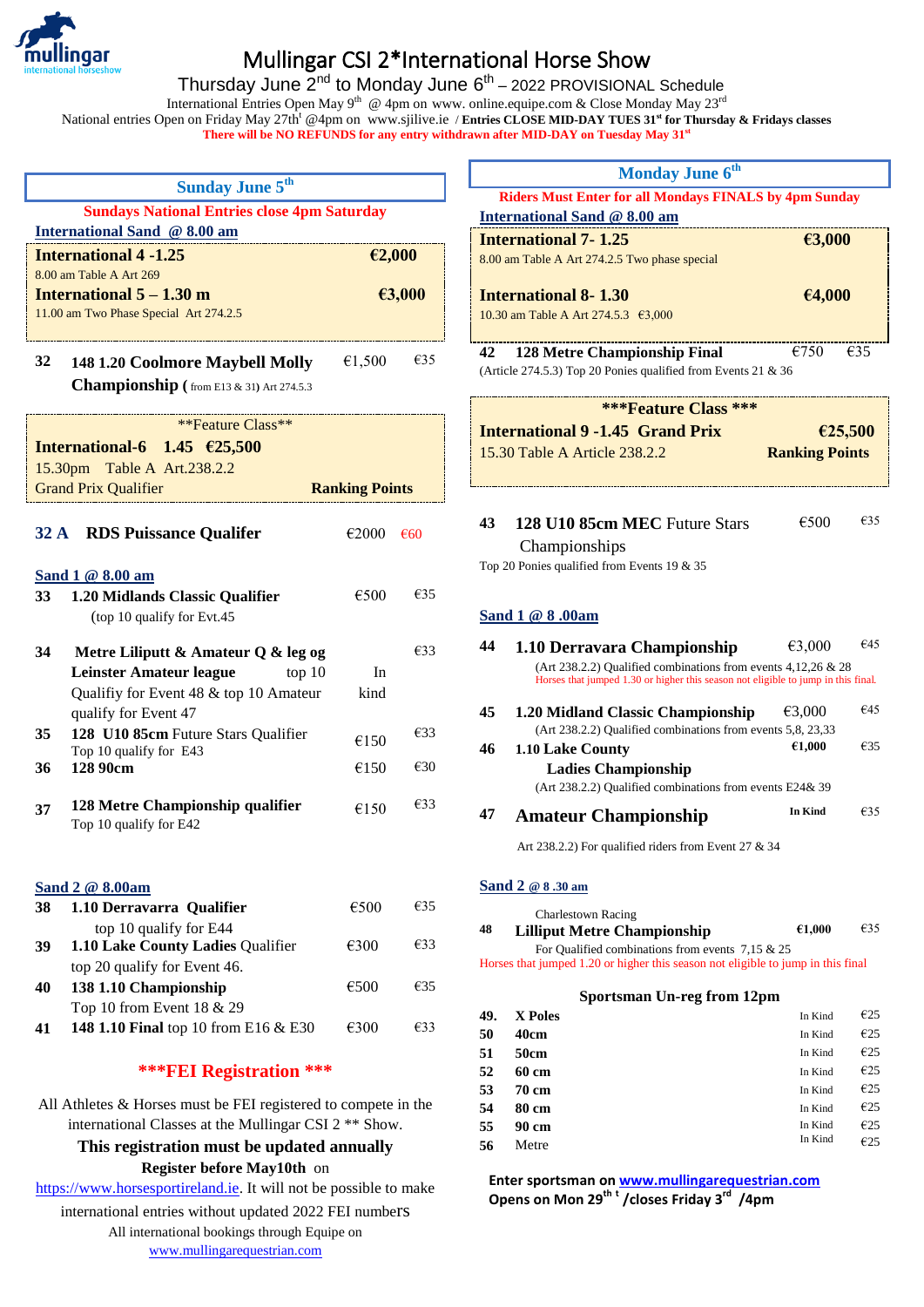# Mullingar CSI 2*International Horse Show

Thursday June 2nd to Monday June 6th – 2022 PROVISIONAL Schedule

International Entries Open May 9th @ 4pm on www. online.equipe.com & Close Monday May 23rd

National entries Open on Friday May 27th @4pm on www.sjilive.ie / **Entries CLOSE MID-DAY TUES 31st for Thursday & Fridays classes**

**There will be NO REFUNDS for any entry withdrawn after MID-DAY on Tuesday May 31st**

## Sunday June 5th

**Sundays National Entries close 4pm Saturday**

**International Sand @ 8.00 am**

**International 4 -1.25** **€2,000**
8.00 am Table A Art 269

**International 5 – 1.30 m** **€3,000**
11.00 am Two Phase Special Art 274.2.5

| | | | |
|---|---|---|---|
| **32** | **148 1.20 Coolmore Maybell Molly Championship** ( from E13 & 31) Art 274.5.3 | €1,500 | €35 |

**Feature Class**

**International-6 1.45 €25,500**
15.30pm Table A Art.238.2.2
Grand Prix Qualifier **Ranking Points**

| | | | |
|---|---|---|---|
| **32 A** | **RDS Puissance Qualifer** | €2000 | €60 |

**Sand 1 @ 8.00 am**

| | | | |
|---|---|---|---|
| **33** | **1.20 Midlands Classic Qualifier** (top 10 qualify for Evt.45 | €500 | €35 |
| **34** | **Metre Liliputt & Amateur Q & leg og Leinster Amateur league** top 10 Qualifiy for Event 48 & top 10 Amateur qualify for Event 47 | In kind | €33 |
| **35** | **128 U10 85cm** Future Stars Qualifier Top 10 qualify for E43 | €150 | €33 |
| **36** | **128 90cm** | €150 | €30 |
| **37** | **128 Metre Championship qualifier** Top 10 qualify for E42 | €150 | €33 |

**Sand 2 @ 8.00am**

| | | | |
|---|---|---|---|
| **38** | **1.10 Derravarra Qualifier** top 10 qualify for E44 | €500 | €35 |
| **39** | **1.10 Lake County Ladies** Qualifier top 20 qualify for Event 46. | €300 | €33 |
| **40** | **138 1.10 Championship** Top 10 from Event 18 & 29 | €500 | €35 |
| **41** | **148 1.10 Final** top 10 from E16 & E30 | €300 | €33 |

### ***FEI Registration ***

All Athletes & Horses must be FEI registered to compete in the international Classes at the Mullingar CSI 2 ** Show.

**This registration must be updated annually**

**Register before May10th** on https://www.horsesportireland.ie. It will not be possible to make international entries without updated 2022 FEI numbers

All international bookings through Equipe on www.mullingarequestrian.com

## Monday June 6th

**Riders Must Enter for all Mondays FINALS by 4pm Sunday**

**International Sand @ 8.00 am**

**International 7- 1.25** **€3,000**
8.00 am Table A Art 274.2.5 Two phase special

**International 8- 1.30** **€4,000**
10.30 am Table A Art 274.5.3 €3,000

| | | | |
|---|---|---|---|
| **42** | **128 Metre Championship Final** (Article 274.5.3) Top 20 Ponies qualified from Events 21 & 36 | €750 | €35 |

***Feature Class ***

**International 9 -1.45 Grand Prix** **€25,500**
15.30 Table A Article 238.2.2 **Ranking Points**

| | | | |
|---|---|---|---|
| **43** | **128 U10 85cm MEC** Future Stars Championships Top 20 Ponies qualified from Events 19 & 35 | €500 | €35 |

**Sand 1 @ 8 .00am**

| | | | |
|---|---|---|---|
| **44** | **1.10 Derravara Championship** (Art 238.2.2) Qualified combinations from events 4,12,26 & 28 Horses that jumped 1.30 or higher this season not eligible to jump in this final. | €3,000 | €45 |
| **45** | **1.20 Midland Classic Championship** (Art 238.2.2) Qualified combinations from events 5,8, 23,33 | €3,000 | €45 |
| **46** | **1.10 Lake County Ladies Championship** (Art 238.2.2) Qualified combinations from events E24& 39 | €1,000 | €35 |
| **47** | **Amateur Championship** Art 238.2.2) For qualified riders from Event 27 & 34 | In Kind | €35 |

**Sand 2 @ 8 .30 am**

| | | | |
|---|---|---|---|
| **48** | Charlestown Racing **Lilliput Metre Championship** For Qualified combinations from events 7,15 & 25 Horses that jumped 1.20 or higher this season not eligible to jump in this final | €1,000 | €35 |

**Sportsman Un-reg from 12pm**

| | | | |
|---|---|---|---|
| **49.** | **X Poles** | In Kind | €25 |
| **50** | **40cm** | In Kind | €25 |
| **51** | **50cm** | In Kind | €25 |
| **52** | **60 cm** | In Kind | €25 |
| **53** | **70 cm** | In Kind | €25 |
| **54** | **80 cm** | In Kind | €25 |
| **55** | **90 cm** | In Kind | €25 |
| **56** | Metre | In Kind | €25 |

**Enter sportsman on www.mullingarequestrian.com**
**Opens on Mon 29th /closes Friday 3rd /4pm**